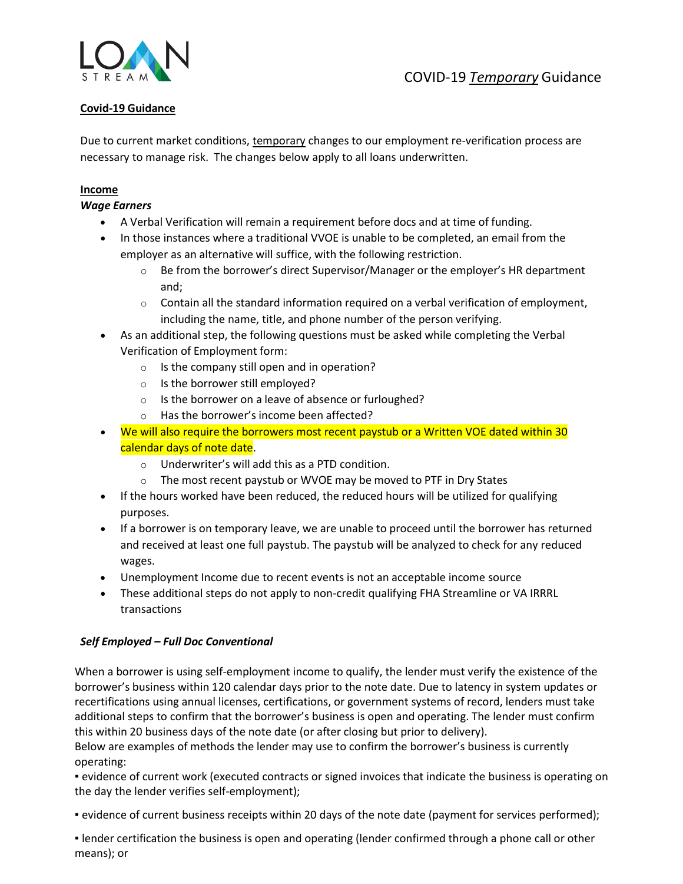# COVID-19 *Temporary* Guidance

**Covid-19 Guidance**

Due to current market conditions, temporary changes to our employment re-verification process are necessary to manage risk. The changes below apply to all loans underwritten.

**Income**

***Wage Earners***

- A Verbal Verification will remain a requirement before docs and at time of funding.
- In those instances where a traditional VVOE is unable to be completed, an email from the employer as an alternative will suffice, with the following restriction.
  - Be from the borrower's direct Supervisor/Manager or the employer's HR department and;
  - Contain all the standard information required on a verbal verification of employment, including the name, title, and phone number of the person verifying.
- As an additional step, the following questions must be asked while completing the Verbal Verification of Employment form:
  - Is the company still open and in operation?
  - Is the borrower still employed?
  - Is the borrower on a leave of absence or furloughed?
  - Has the borrower's income been affected?
- We will also require the borrowers most recent paystub or a Written VOE dated within 30 calendar days of note date.
  - Underwriter's will add this as a PTD condition.
  - The most recent paystub or WVOE may be moved to PTF in Dry States
- If the hours worked have been reduced, the reduced hours will be utilized for qualifying purposes.
- If a borrower is on temporary leave, we are unable to proceed until the borrower has returned and received at least one full paystub. The paystub will be analyzed to check for any reduced wages.
- Unemployment Income due to recent events is not an acceptable income source
- These additional steps do not apply to non-credit qualifying FHA Streamline or VA IRRRL transactions

***Self Employed – Full Doc Conventional***

When a borrower is using self-employment income to qualify, the lender must verify the existence of the borrower's business within 120 calendar days prior to the note date. Due to latency in system updates or recertifications using annual licenses, certifications, or government systems of record, lenders must take additional steps to confirm that the borrower's business is open and operating. The lender must confirm this within 20 business days of the note date (or after closing but prior to delivery).

Below are examples of methods the lender may use to confirm the borrower's business is currently operating:

▪ evidence of current work (executed contracts or signed invoices that indicate the business is operating on the day the lender verifies self-employment);

▪ evidence of current business receipts within 20 days of the note date (payment for services performed);

▪ lender certification the business is open and operating (lender confirmed through a phone call or other means); or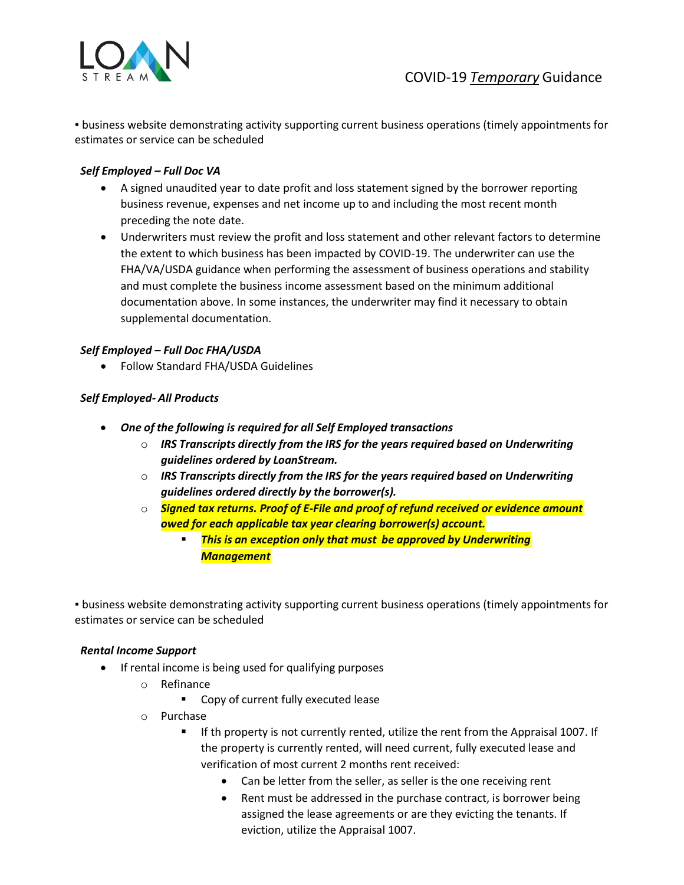▪ business website demonstrating activity supporting current business operations (timely appointments for estimates or service can be scheduled

***Self Employed – Full Doc VA***

- A signed unaudited year to date profit and loss statement signed by the borrower reporting business revenue, expenses and net income up to and including the most recent month preceding the note date.
- Underwriters must review the profit and loss statement and other relevant factors to determine the extent to which business has been impacted by COVID-19. The underwriter can use the FHA/VA/USDA guidance when performing the assessment of business operations and stability and must complete the business income assessment based on the minimum additional documentation above. In some instances, the underwriter may find it necessary to obtain supplemental documentation.

***Self Employed – Full Doc FHA/USDA***

- Follow Standard FHA/USDA Guidelines

***Self Employed- All Products***

- ***One of the following is required for all Self Employed transactions***
  - ***IRS Transcripts directly from the IRS for the years required based on Underwriting guidelines ordered by LoanStream.***
  - ***IRS Transcripts directly from the IRS for the years required based on Underwriting guidelines ordered directly by the borrower(s).***
  - ***Signed tax returns. Proof of E-File and proof of refund received or evidence amount owed for each applicable tax year clearing borrower(s) account.***
    - ***This is an exception only that must be approved by Underwriting Management***

▪ business website demonstrating activity supporting current business operations (timely appointments for estimates or service can be scheduled

***Rental Income Support***

- If rental income is being used for qualifying purposes
  - Refinance
    - Copy of current fully executed lease
  - Purchase
    - If th property is not currently rented, utilize the rent from the Appraisal 1007. If the property is currently rented, will need current, fully executed lease and verification of most current 2 months rent received:
      - Can be letter from the seller, as seller is the one receiving rent
      - Rent must be addressed in the purchase contract, is borrower being assigned the lease agreements or are they evicting the tenants. If eviction, utilize the Appraisal 1007.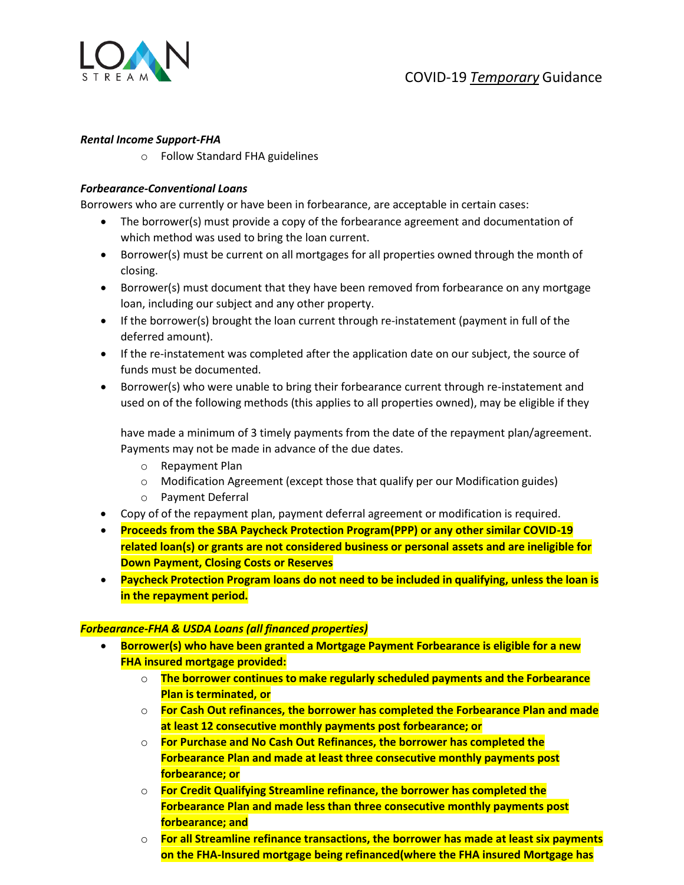***Rental Income Support-FHA***

- Follow Standard FHA guidelines

***Forbearance-Conventional Loans***

Borrowers who are currently or have been in forbearance, are acceptable in certain cases:

- The borrower(s) must provide a copy of the forbearance agreement and documentation of which method was used to bring the loan current.
- Borrower(s) must be current on all mortgages for all properties owned through the month of closing.
- Borrower(s) must document that they have been removed from forbearance on any mortgage loan, including our subject and any other property.
- If the borrower(s) brought the loan current through re-instatement (payment in full of the deferred amount).
- If the re-instatement was completed after the application date on our subject, the source of funds must be documented.
- Borrower(s) who were unable to bring their forbearance current through re-instatement and used on of the following methods (this applies to all properties owned), may be eligible if they have made a minimum of 3 timely payments from the date of the repayment plan/agreement. Payments may not be made in advance of the due dates.
  - Repayment Plan
  - Modification Agreement (except those that qualify per our Modification guides)
  - Payment Deferral
- Copy of of the repayment plan, payment deferral agreement or modification is required.
- **Proceeds from the SBA Paycheck Protection Program(PPP) or any other similar COVID-19 related loan(s) or grants are not considered business or personal assets and are ineligible for Down Payment, Closing Costs or Reserves**
- **Paycheck Protection Program loans do not need to be included in qualifying, unless the loan is in the repayment period.**

***Forbearance-FHA & USDA Loans (all financed properties)***

- **Borrower(s) who have been granted a Mortgage Payment Forbearance is eligible for a new FHA insured mortgage provided:**
  - **The borrower continues to make regularly scheduled payments and the Forbearance Plan is terminated, or**
  - **For Cash Out refinances, the borrower has completed the Forbearance Plan and made at least 12 consecutive monthly payments post forbearance; or**
  - **For Purchase and No Cash Out Refinances, the borrower has completed the Forbearance Plan and made at least three consecutive monthly payments post forbearance; or**
  - **For Credit Qualifying Streamline refinance, the borrower has completed the Forbearance Plan and made less than three consecutive monthly payments post forbearance; and**
  - **For all Streamline refinance transactions, the borrower has made at least six payments on the FHA-Insured mortgage being refinanced(where the FHA insured Mortgage has**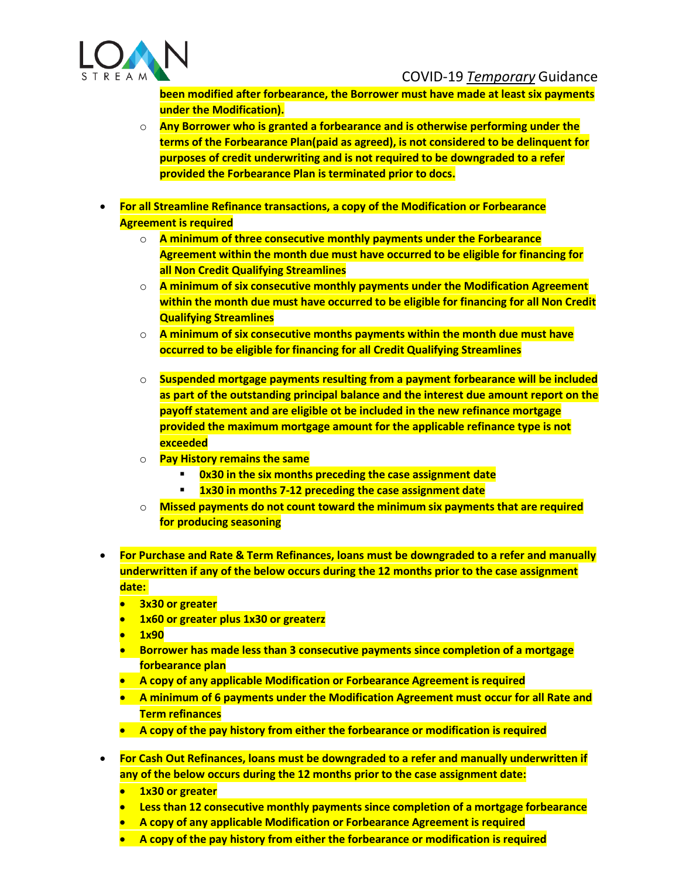**been modified after forbearance, the Borrower must have made at least six payments under the Modification).**

- **Any Borrower who is granted a forbearance and is otherwise performing under the terms of the Forbearance Plan(paid as agreed), is not considered to be delinquent for purposes of credit underwriting and is not required to be downgraded to a refer provided the Forbearance Plan is terminated prior to docs.**

- **For all Streamline Refinance transactions, a copy of the Modification or Forbearance Agreement is required**
  - **A minimum of three consecutive monthly payments under the Forbearance Agreement within the month due must have occurred to be eligible for financing for all Non Credit Qualifying Streamlines**
  - **A minimum of six consecutive monthly payments under the Modification Agreement within the month due must have occurred to be eligible for financing for all Non Credit Qualifying Streamlines**
  - **A minimum of six consecutive months payments within the month due must have occurred to be eligible for financing for all Credit Qualifying Streamlines**
  - **Suspended mortgage payments resulting from a payment forbearance will be included as part of the outstanding principal balance and the interest due amount report on the payoff statement and are eligible ot be included in the new refinance mortgage provided the maximum mortgage amount for the applicable refinance type is not exceeded**
  - **Pay History remains the same**
    - **0x30 in the six months preceding the case assignment date**
    - **1x30 in months 7-12 preceding the case assignment date**
  - **Missed payments do not count toward the minimum six payments that are required for producing seasoning**

- **For Purchase and Rate & Term Refinances, loans must be downgraded to a refer and manually underwritten if any of the below occurs during the 12 months prior to the case assignment date:**
  - **3x30 or greater**
  - **1x60 or greater plus 1x30 or greaterz**
  - **1x90**
  - **Borrower has made less than 3 consecutive payments since completion of a mortgage forbearance plan**
  - **A copy of any applicable Modification or Forbearance Agreement is required**
  - **A minimum of 6 payments under the Modification Agreement must occur for all Rate and Term refinances**
  - **A copy of the pay history from either the forbearance or modification is required**

- **For Cash Out Refinances, loans must be downgraded to a refer and manually underwritten if any of the below occurs during the 12 months prior to the case assignment date:**
  - **1x30 or greater**
  - **Less than 12 consecutive monthly payments since completion of a mortgage forbearance**
  - **A copy of any applicable Modification or Forbearance Agreement is required**
  - **A copy of the pay history from either the forbearance or modification is required**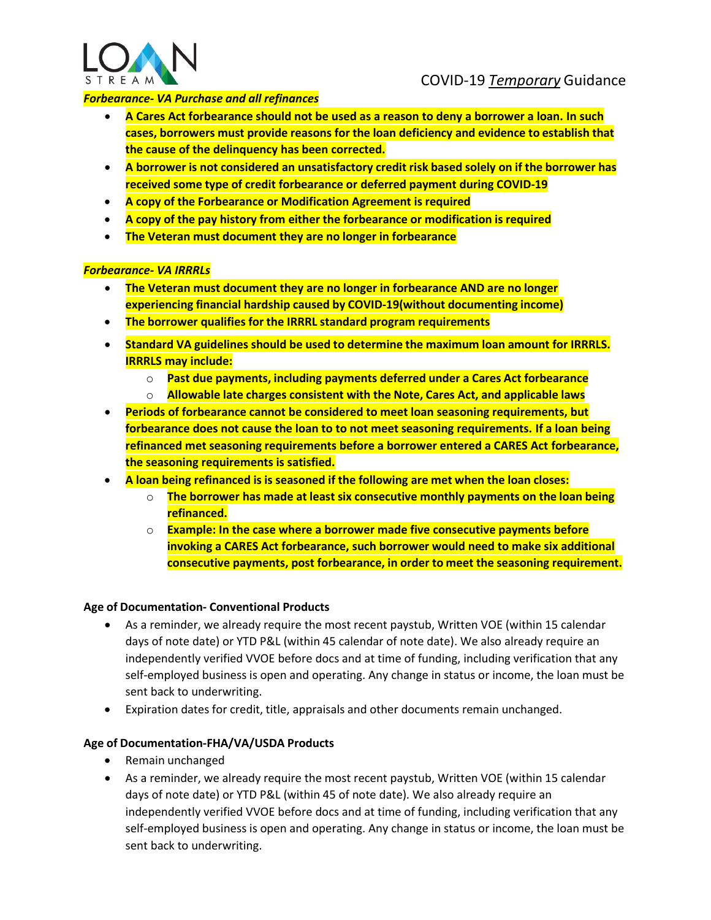***Forbearance- VA Purchase and all refinances***

- **A Cares Act forbearance should not be used as a reason to deny a borrower a loan. In such cases, borrowers must provide reasons for the loan deficiency and evidence to establish that the cause of the delinquency has been corrected.**
- **A borrower is not considered an unsatisfactory credit risk based solely on if the borrower has received some type of credit forbearance or deferred payment during COVID-19**
- **A copy of the Forbearance or Modification Agreement is required**
- **A copy of the pay history from either the forbearance or modification is required**
- **The Veteran must document they are no longer in forbearance**

***Forbearance- VA IRRRLs***

- **The Veteran must document they are no longer in forbearance AND are no longer experiencing financial hardship caused by COVID-19(without documenting income)**
- **The borrower qualifies for the IRRRL standard program requirements**
- **Standard VA guidelines should be used to determine the maximum loan amount for IRRRLS. IRRRLS may include:**
  - **Past due payments, including payments deferred under a Cares Act forbearance**
  - **Allowable late charges consistent with the Note, Cares Act, and applicable laws**
- **Periods of forbearance cannot be considered to meet loan seasoning requirements, but forbearance does not cause the loan to to not meet seasoning requirements. If a loan being refinanced met seasoning requirements before a borrower entered a CARES Act forbearance, the seasoning requirements is satisfied.**
- **A loan being refinanced is is seasoned if the following are met when the loan closes:**
  - **The borrower has made at least six consecutive monthly payments on the loan being refinanced.**
  - **Example: In the case where a borrower made five consecutive payments before invoking a CARES Act forbearance, such borrower would need to make six additional consecutive payments, post forbearance, in order to meet the seasoning requirement.**

**Age of Documentation- Conventional Products**

- As a reminder, we already require the most recent paystub, Written VOE (within 15 calendar days of note date) or YTD P&L (within 45 calendar of note date). We also already require an independently verified VVOE before docs and at time of funding, including verification that any self-employed business is open and operating. Any change in status or income, the loan must be sent back to underwriting.
- Expiration dates for credit, title, appraisals and other documents remain unchanged.

**Age of Documentation-FHA/VA/USDA Products**

- Remain unchanged
- As a reminder, we already require the most recent paystub, Written VOE (within 15 calendar days of note date) or YTD P&L (within 45 of note date). We also already require an independently verified VVOE before docs and at time of funding, including verification that any self-employed business is open and operating. Any change in status or income, the loan must be sent back to underwriting.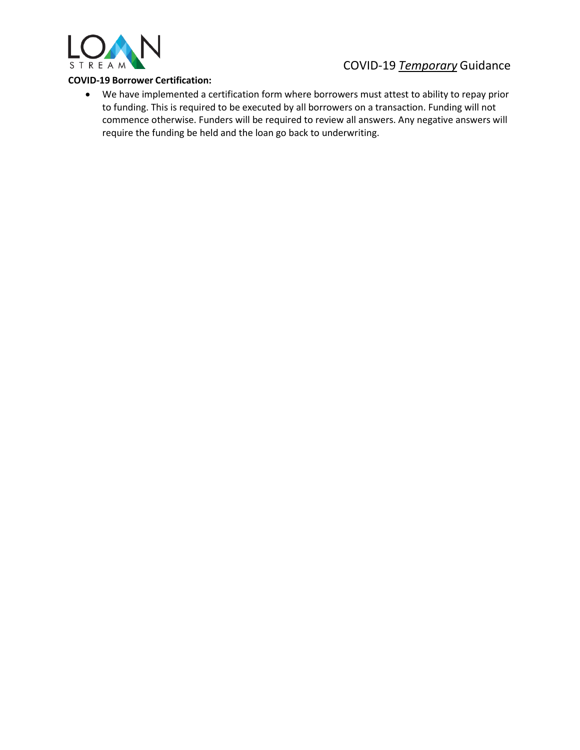**COVID-19 Borrower Certification:**

- We have implemented a certification form where borrowers must attest to ability to repay prior to funding. This is required to be executed by all borrowers on a transaction. Funding will not commence otherwise. Funders will be required to review all answers. Any negative answers will require the funding be held and the loan go back to underwriting.